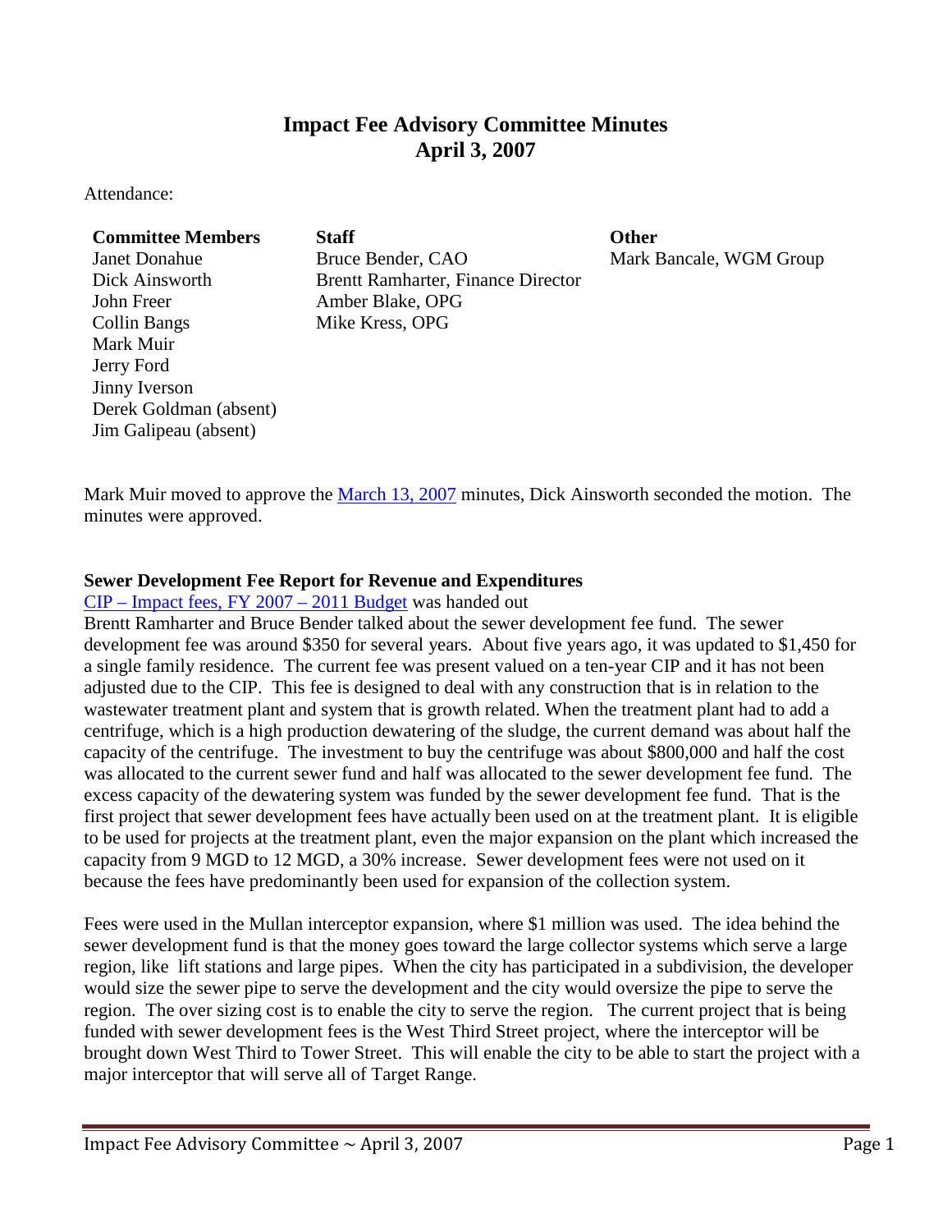# Impact Fee Advisory Committee Minutes
## April 3, 2007

Attendance:

| Committee Members | Staff | Other |
|---|---|---|
| Janet Donahue | Bruce Bender, CAO | Mark Bancale, WGM Group |
| Dick Ainsworth | Brentt Ramharter, Finance Director | |
| John Freer | Amber Blake, OPG | |
| Collin Bangs | Mike Kress, OPG | |
| Mark Muir | | |
| Jerry Ford | | |
| Jinny Iverson | | |
| Derek Goldman (absent) | | |
| Jim Galipeau (absent) | | |

Mark Muir moved to approve the [March 13, 2007](#) minutes, Dick Ainsworth seconded the motion. The minutes were approved.

**Sewer Development Fee Report for Revenue and Expenditures**

[CIP – Impact fees, FY 2007 – 2011 Budget](#) was handed out

Brentt Ramharter and Bruce Bender talked about the sewer development fee fund. The sewer development fee was around $350 for several years. About five years ago, it was updated to $1,450 for a single family residence. The current fee was present valued on a ten-year CIP and it has not been adjusted due to the CIP. This fee is designed to deal with any construction that is in relation to the wastewater treatment plant and system that is growth related. When the treatment plant had to add a centrifuge, which is a high production dewatering of the sludge, the current demand was about half the capacity of the centrifuge. The investment to buy the centrifuge was about $800,000 and half the cost was allocated to the current sewer fund and half was allocated to the sewer development fee fund. The excess capacity of the dewatering system was funded by the sewer development fee fund. That is the first project that sewer development fees have actually been used on at the treatment plant. It is eligible to be used for projects at the treatment plant, even the major expansion on the plant which increased the capacity from 9 MGD to 12 MGD, a 30% increase. Sewer development fees were not used on it because the fees have predominantly been used for expansion of the collection system.

Fees were used in the Mullan interceptor expansion, where $1 million was used. The idea behind the sewer development fund is that the money goes toward the large collector systems which serve a large region, like lift stations and large pipes. When the city has participated in a subdivision, the developer would size the sewer pipe to serve the development and the city would oversize the pipe to serve the region. The over sizing cost is to enable the city to serve the region. The current project that is being funded with sewer development fees is the West Third Street project, where the interceptor will be brought down West Third to Tower Street. This will enable the city to be able to start the project with a major interceptor that will serve all of Target Range.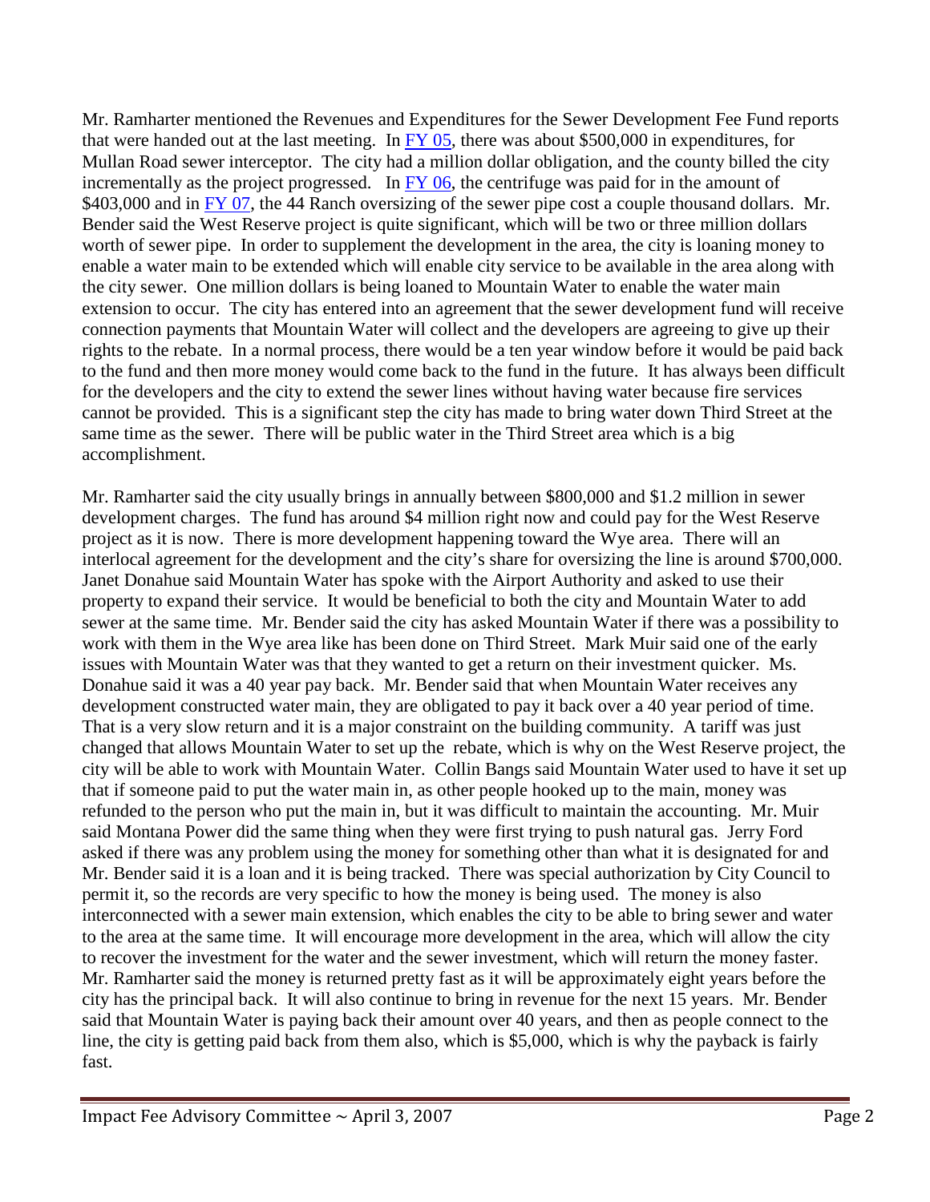Mr. Ramharter mentioned the Revenues and Expenditures for the Sewer Development Fee Fund reports that were handed out at the last meeting. In FY 05, there was about $500,000 in expenditures, for Mullan Road sewer interceptor. The city had a million dollar obligation, and the county billed the city incrementally as the project progressed. In FY 06, the centrifuge was paid for in the amount of $403,000 and in FY 07, the 44 Ranch oversizing of the sewer pipe cost a couple thousand dollars. Mr. Bender said the West Reserve project is quite significant, which will be two or three million dollars worth of sewer pipe. In order to supplement the development in the area, the city is loaning money to enable a water main to be extended which will enable city service to be available in the area along with the city sewer. One million dollars is being loaned to Mountain Water to enable the water main extension to occur. The city has entered into an agreement that the sewer development fund will receive connection payments that Mountain Water will collect and the developers are agreeing to give up their rights to the rebate. In a normal process, there would be a ten year window before it would be paid back to the fund and then more money would come back to the fund in the future. It has always been difficult for the developers and the city to extend the sewer lines without having water because fire services cannot be provided. This is a significant step the city has made to bring water down Third Street at the same time as the sewer. There will be public water in the Third Street area which is a big accomplishment.

Mr. Ramharter said the city usually brings in annually between $800,000 and $1.2 million in sewer development charges. The fund has around $4 million right now and could pay for the West Reserve project as it is now. There is more development happening toward the Wye area. There will an interlocal agreement for the development and the city's share for oversizing the line is around $700,000. Janet Donahue said Mountain Water has spoke with the Airport Authority and asked to use their property to expand their service. It would be beneficial to both the city and Mountain Water to add sewer at the same time. Mr. Bender said the city has asked Mountain Water if there was a possibility to work with them in the Wye area like has been done on Third Street. Mark Muir said one of the early issues with Mountain Water was that they wanted to get a return on their investment quicker. Ms. Donahue said it was a 40 year pay back. Mr. Bender said that when Mountain Water receives any development constructed water main, they are obligated to pay it back over a 40 year period of time. That is a very slow return and it is a major constraint on the building community. A tariff was just changed that allows Mountain Water to set up the rebate, which is why on the West Reserve project, the city will be able to work with Mountain Water. Collin Bangs said Mountain Water used to have it set up that if someone paid to put the water main in, as other people hooked up to the main, money was refunded to the person who put the main in, but it was difficult to maintain the accounting. Mr. Muir said Montana Power did the same thing when they were first trying to push natural gas. Jerry Ford asked if there was any problem using the money for something other than what it is designated for and Mr. Bender said it is a loan and it is being tracked. There was special authorization by City Council to permit it, so the records are very specific to how the money is being used. The money is also interconnected with a sewer main extension, which enables the city to be able to bring sewer and water to the area at the same time. It will encourage more development in the area, which will allow the city to recover the investment for the water and the sewer investment, which will return the money faster. Mr. Ramharter said the money is returned pretty fast as it will be approximately eight years before the city has the principal back. It will also continue to bring in revenue for the next 15 years. Mr. Bender said that Mountain Water is paying back their amount over 40 years, and then as people connect to the line, the city is getting paid back from them also, which is $5,000, which is why the payback is fairly fast.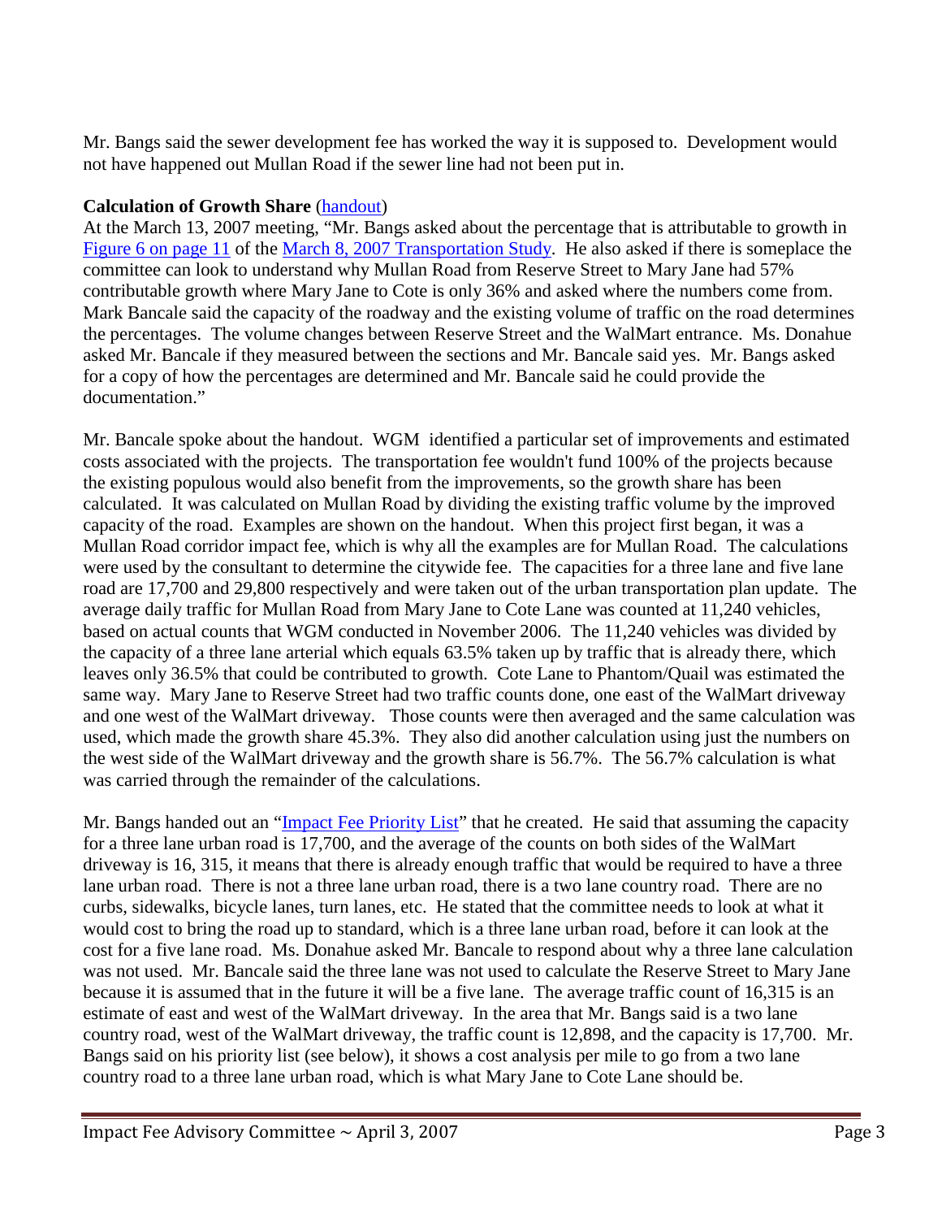Mr. Bangs said the sewer development fee has worked the way it is supposed to. Development would not have happened out Mullan Road if the sewer line had not been put in.

**Calculation of Growth Share** (handout)

At the March 13, 2007 meeting, "Mr. Bangs asked about the percentage that is attributable to growth in Figure 6 on page 11 of the March 8, 2007 Transportation Study. He also asked if there is someplace the committee can look to understand why Mullan Road from Reserve Street to Mary Jane had 57% contributable growth where Mary Jane to Cote is only 36% and asked where the numbers come from. Mark Bancale said the capacity of the roadway and the existing volume of traffic on the road determines the percentages. The volume changes between Reserve Street and the WalMart entrance. Ms. Donahue asked Mr. Bancale if they measured between the sections and Mr. Bancale said yes. Mr. Bangs asked for a copy of how the percentages are determined and Mr. Bancale said he could provide the documentation."

Mr. Bancale spoke about the handout. WGM identified a particular set of improvements and estimated costs associated with the projects. The transportation fee wouldn't fund 100% of the projects because the existing populous would also benefit from the improvements, so the growth share has been calculated. It was calculated on Mullan Road by dividing the existing traffic volume by the improved capacity of the road. Examples are shown on the handout. When this project first began, it was a Mullan Road corridor impact fee, which is why all the examples are for Mullan Road. The calculations were used by the consultant to determine the citywide fee. The capacities for a three lane and five lane road are 17,700 and 29,800 respectively and were taken out of the urban transportation plan update. The average daily traffic for Mullan Road from Mary Jane to Cote Lane was counted at 11,240 vehicles, based on actual counts that WGM conducted in November 2006. The 11,240 vehicles was divided by the capacity of a three lane arterial which equals 63.5% taken up by traffic that is already there, which leaves only 36.5% that could be contributed to growth. Cote Lane to Phantom/Quail was estimated the same way. Mary Jane to Reserve Street had two traffic counts done, one east of the WalMart driveway and one west of the WalMart driveway. Those counts were then averaged and the same calculation was used, which made the growth share 45.3%. They also did another calculation using just the numbers on the west side of the WalMart driveway and the growth share is 56.7%. The 56.7% calculation is what was carried through the remainder of the calculations.

Mr. Bangs handed out an "Impact Fee Priority List" that he created. He said that assuming the capacity for a three lane urban road is 17,700, and the average of the counts on both sides of the WalMart driveway is 16, 315, it means that there is already enough traffic that would be required to have a three lane urban road. There is not a three lane urban road, there is a two lane country road. There are no curbs, sidewalks, bicycle lanes, turn lanes, etc. He stated that the committee needs to look at what it would cost to bring the road up to standard, which is a three lane urban road, before it can look at the cost for a five lane road. Ms. Donahue asked Mr. Bancale to respond about why a three lane calculation was not used. Mr. Bancale said the three lane was not used to calculate the Reserve Street to Mary Jane because it is assumed that in the future it will be a five lane. The average traffic count of 16,315 is an estimate of east and west of the WalMart driveway. In the area that Mr. Bangs said is a two lane country road, west of the WalMart driveway, the traffic count is 12,898, and the capacity is 17,700. Mr. Bangs said on his priority list (see below), it shows a cost analysis per mile to go from a two lane country road to a three lane urban road, which is what Mary Jane to Cote Lane should be.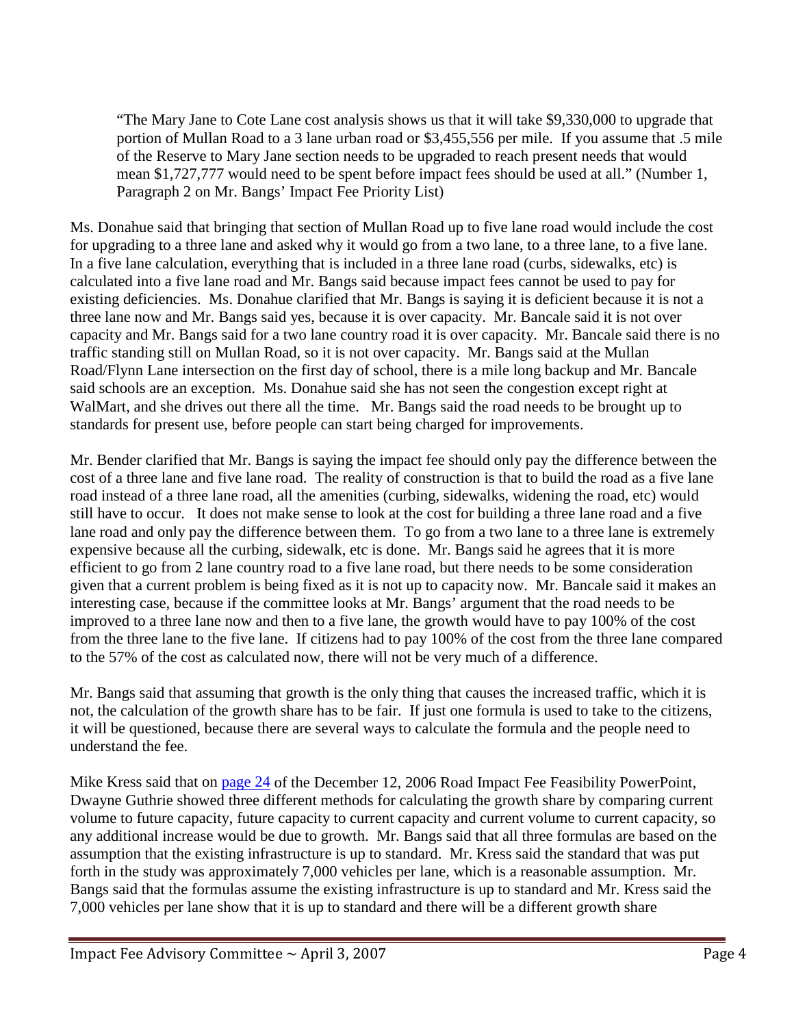> "The Mary Jane to Cote Lane cost analysis shows us that it will take $9,330,000 to upgrade that portion of Mullan Road to a 3 lane urban road or $3,455,556 per mile. If you assume that .5 mile of the Reserve to Mary Jane section needs to be upgraded to reach present needs that would mean $1,727,777 would need to be spent before impact fees should be used at all." (Number 1, Paragraph 2 on Mr. Bangs' Impact Fee Priority List)

Ms. Donahue said that bringing that section of Mullan Road up to five lane road would include the cost for upgrading to a three lane and asked why it would go from a two lane, to a three lane, to a five lane. In a five lane calculation, everything that is included in a three lane road (curbs, sidewalks, etc) is calculated into a five lane road and Mr. Bangs said because impact fees cannot be used to pay for existing deficiencies. Ms. Donahue clarified that Mr. Bangs is saying it is deficient because it is not a three lane now and Mr. Bangs said yes, because it is over capacity. Mr. Bancale said it is not over capacity and Mr. Bangs said for a two lane country road it is over capacity. Mr. Bancale said there is no traffic standing still on Mullan Road, so it is not over capacity. Mr. Bangs said at the Mullan Road/Flynn Lane intersection on the first day of school, there is a mile long backup and Mr. Bancale said schools are an exception. Ms. Donahue said she has not seen the congestion except right at WalMart, and she drives out there all the time. Mr. Bangs said the road needs to be brought up to standards for present use, before people can start being charged for improvements.

Mr. Bender clarified that Mr. Bangs is saying the impact fee should only pay the difference between the cost of a three lane and five lane road. The reality of construction is that to build the road as a five lane road instead of a three lane road, all the amenities (curbing, sidewalks, widening the road, etc) would still have to occur. It does not make sense to look at the cost for building a three lane road and a five lane road and only pay the difference between them. To go from a two lane to a three lane is extremely expensive because all the curbing, sidewalk, etc is done. Mr. Bangs said he agrees that it is more efficient to go from 2 lane country road to a five lane road, but there needs to be some consideration given that a current problem is being fixed as it is not up to capacity now. Mr. Bancale said it makes an interesting case, because if the committee looks at Mr. Bangs' argument that the road needs to be improved to a three lane now and then to a five lane, the growth would have to pay 100% of the cost from the three lane to the five lane. If citizens had to pay 100% of the cost from the three lane compared to the 57% of the cost as calculated now, there will not be very much of a difference.

Mr. Bangs said that assuming that growth is the only thing that causes the increased traffic, which it is not, the calculation of the growth share has to be fair. If just one formula is used to take to the citizens, it will be questioned, because there are several ways to calculate the formula and the people need to understand the fee.

Mike Kress said that on [page 24](page 24) of the December 12, 2006 Road Impact Fee Feasibility PowerPoint, Dwayne Guthrie showed three different methods for calculating the growth share by comparing current volume to future capacity, future capacity to current capacity and current volume to current capacity, so any additional increase would be due to growth. Mr. Bangs said that all three formulas are based on the assumption that the existing infrastructure is up to standard. Mr. Kress said the standard that was put forth in the study was approximately 7,000 vehicles per lane, which is a reasonable assumption. Mr. Bangs said that the formulas assume the existing infrastructure is up to standard and Mr. Kress said the 7,000 vehicles per lane show that it is up to standard and there will be a different growth share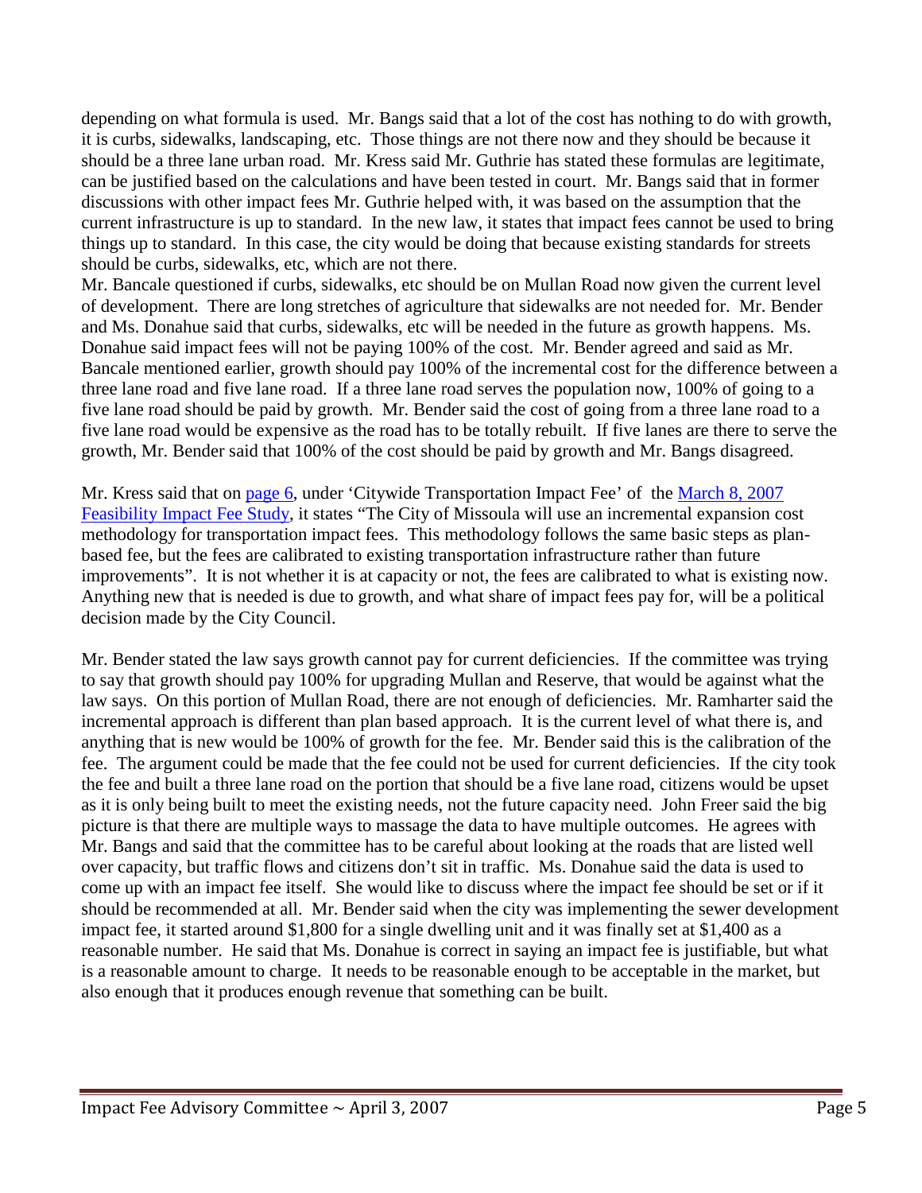depending on what formula is used. Mr. Bangs said that a lot of the cost has nothing to do with growth, it is curbs, sidewalks, landscaping, etc. Those things are not there now and they should be because it should be a three lane urban road. Mr. Kress said Mr. Guthrie has stated these formulas are legitimate, can be justified based on the calculations and have been tested in court. Mr. Bangs said that in former discussions with other impact fees Mr. Guthrie helped with, it was based on the assumption that the current infrastructure is up to standard. In the new law, it states that impact fees cannot be used to bring things up to standard. In this case, the city would be doing that because existing standards for streets should be curbs, sidewalks, etc, which are not there.
Mr. Bancale questioned if curbs, sidewalks, etc should be on Mullan Road now given the current level of development. There are long stretches of agriculture that sidewalks are not needed for. Mr. Bender and Ms. Donahue said that curbs, sidewalks, etc will be needed in the future as growth happens. Ms. Donahue said impact fees will not be paying 100% of the cost. Mr. Bender agreed and said as Mr. Bancale mentioned earlier, growth should pay 100% of the incremental cost for the difference between a three lane road and five lane road. If a three lane road serves the population now, 100% of going to a five lane road should be paid by growth. Mr. Bender said the cost of going from a three lane road to a five lane road would be expensive as the road has to be totally rebuilt. If five lanes are there to serve the growth, Mr. Bender said that 100% of the cost should be paid by growth and Mr. Bangs disagreed.

Mr. Kress said that on [page 6](#), under 'Citywide Transportation Impact Fee' of the [March 8, 2007 Feasibility Impact Fee Study](#), it states "The City of Missoula will use an incremental expansion cost methodology for transportation impact fees. This methodology follows the same basic steps as plan-based fee, but the fees are calibrated to existing transportation infrastructure rather than future improvements". It is not whether it is at capacity or not, the fees are calibrated to what is existing now. Anything new that is needed is due to growth, and what share of impact fees pay for, will be a political decision made by the City Council.

Mr. Bender stated the law says growth cannot pay for current deficiencies. If the committee was trying to say that growth should pay 100% for upgrading Mullan and Reserve, that would be against what the law says. On this portion of Mullan Road, there are not enough of deficiencies. Mr. Ramharter said the incremental approach is different than plan based approach. It is the current level of what there is, and anything that is new would be 100% of growth for the fee. Mr. Bender said this is the calibration of the fee. The argument could be made that the fee could not be used for current deficiencies. If the city took the fee and built a three lane road on the portion that should be a five lane road, citizens would be upset as it is only being built to meet the existing needs, not the future capacity need. John Freer said the big picture is that there are multiple ways to massage the data to have multiple outcomes. He agrees with Mr. Bangs and said that the committee has to be careful about looking at the roads that are listed well over capacity, but traffic flows and citizens don't sit in traffic. Ms. Donahue said the data is used to come up with an impact fee itself. She would like to discuss where the impact fee should be set or if it should be recommended at all. Mr. Bender said when the city was implementing the sewer development impact fee, it started around $1,800 for a single dwelling unit and it was finally set at $1,400 as a reasonable number. He said that Ms. Donahue is correct in saying an impact fee is justifiable, but what is a reasonable amount to charge. It needs to be reasonable enough to be acceptable in the market, but also enough that it produces enough revenue that something can be built.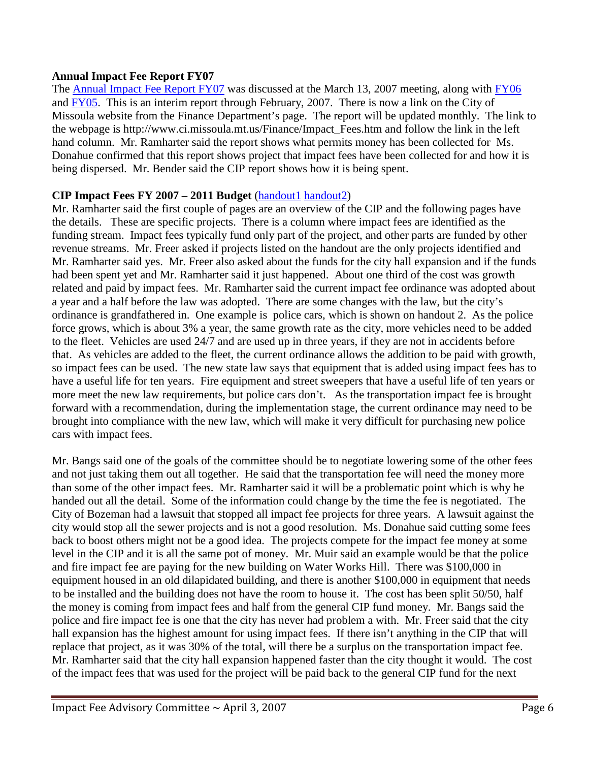**Annual Impact Fee Report FY07**

The Annual Impact Fee Report FY07 was discussed at the March 13, 2007 meeting, along with FY06 and FY05. This is an interim report through February, 2007. There is now a link on the City of Missoula website from the Finance Department's page. The report will be updated monthly. The link to the webpage is http://www.ci.missoula.mt.us/Finance/Impact_Fees.htm and follow the link in the left hand column. Mr. Ramharter said the report shows what permits money has been collected for Ms. Donahue confirmed that this report shows project that impact fees have been collected for and how it is being dispersed. Mr. Bender said the CIP report shows how it is being spent.

**CIP Impact Fees FY 2007 – 2011 Budget** (handout1 handout2)

Mr. Ramharter said the first couple of pages are an overview of the CIP and the following pages have the details. These are specific projects. There is a column where impact fees are identified as the funding stream. Impact fees typically fund only part of the project, and other parts are funded by other revenue streams. Mr. Freer asked if projects listed on the handout are the only projects identified and Mr. Ramharter said yes. Mr. Freer also asked about the funds for the city hall expansion and if the funds had been spent yet and Mr. Ramharter said it just happened. About one third of the cost was growth related and paid by impact fees. Mr. Ramharter said the current impact fee ordinance was adopted about a year and a half before the law was adopted. There are some changes with the law, but the city's ordinance is grandfathered in. One example is police cars, which is shown on handout 2. As the police force grows, which is about 3% a year, the same growth rate as the city, more vehicles need to be added to the fleet. Vehicles are used 24/7 and are used up in three years, if they are not in accidents before that. As vehicles are added to the fleet, the current ordinance allows the addition to be paid with growth, so impact fees can be used. The new state law says that equipment that is added using impact fees has to have a useful life for ten years. Fire equipment and street sweepers that have a useful life of ten years or more meet the new law requirements, but police cars don't. As the transportation impact fee is brought forward with a recommendation, during the implementation stage, the current ordinance may need to be brought into compliance with the new law, which will make it very difficult for purchasing new police cars with impact fees.

Mr. Bangs said one of the goals of the committee should be to negotiate lowering some of the other fees and not just taking them out all together. He said that the transportation fee will need the money more than some of the other impact fees. Mr. Ramharter said it will be a problematic point which is why he handed out all the detail. Some of the information could change by the time the fee is negotiated. The City of Bozeman had a lawsuit that stopped all impact fee projects for three years. A lawsuit against the city would stop all the sewer projects and is not a good resolution. Ms. Donahue said cutting some fees back to boost others might not be a good idea. The projects compete for the impact fee money at some level in the CIP and it is all the same pot of money. Mr. Muir said an example would be that the police and fire impact fee are paying for the new building on Water Works Hill. There was $100,000 in equipment housed in an old dilapidated building, and there is another $100,000 in equipment that needs to be installed and the building does not have the room to house it. The cost has been split 50/50, half the money is coming from impact fees and half from the general CIP fund money. Mr. Bangs said the police and fire impact fee is one that the city has never had problem a with. Mr. Freer said that the city hall expansion has the highest amount for using impact fees. If there isn't anything in the CIP that will replace that project, as it was 30% of the total, will there be a surplus on the transportation impact fee. Mr. Ramharter said that the city hall expansion happened faster than the city thought it would. The cost of the impact fees that was used for the project will be paid back to the general CIP fund for the next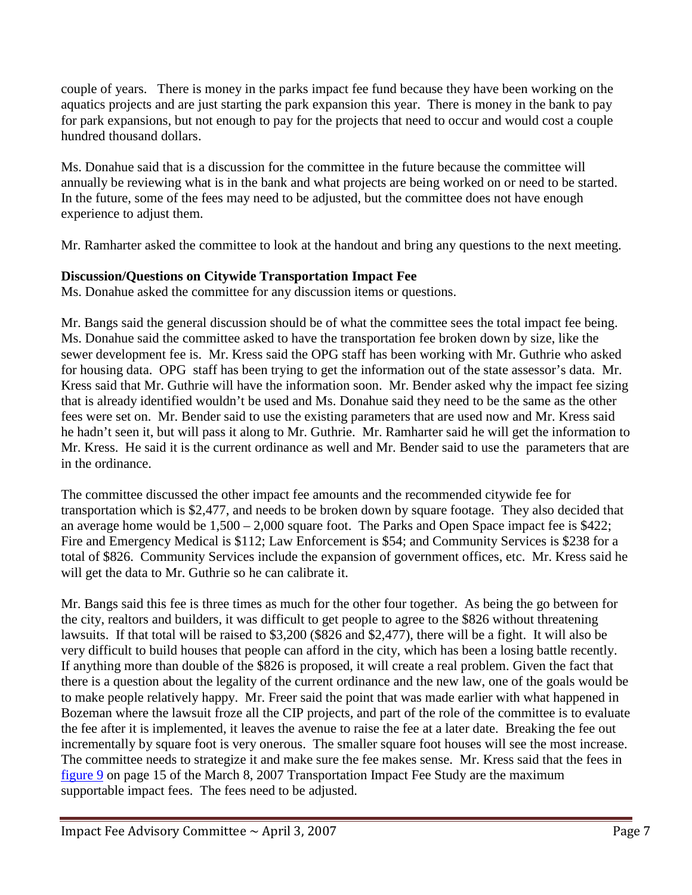couple of years. There is money in the parks impact fee fund because they have been working on the aquatics projects and are just starting the park expansion this year. There is money in the bank to pay for park expansions, but not enough to pay for the projects that need to occur and would cost a couple hundred thousand dollars.

Ms. Donahue said that is a discussion for the committee in the future because the committee will annually be reviewing what is in the bank and what projects are being worked on or need to be started. In the future, some of the fees may need to be adjusted, but the committee does not have enough experience to adjust them.

Mr. Ramharter asked the committee to look at the handout and bring any questions to the next meeting.

**Discussion/Questions on Citywide Transportation Impact Fee**

Ms. Donahue asked the committee for any discussion items or questions.

Mr. Bangs said the general discussion should be of what the committee sees the total impact fee being. Ms. Donahue said the committee asked to have the transportation fee broken down by size, like the sewer development fee is. Mr. Kress said the OPG staff has been working with Mr. Guthrie who asked for housing data. OPG staff has been trying to get the information out of the state assessor's data. Mr. Kress said that Mr. Guthrie will have the information soon. Mr. Bender asked why the impact fee sizing that is already identified wouldn't be used and Ms. Donahue said they need to be the same as the other fees were set on. Mr. Bender said to use the existing parameters that are used now and Mr. Kress said he hadn't seen it, but will pass it along to Mr. Guthrie. Mr. Ramharter said he will get the information to Mr. Kress. He said it is the current ordinance as well and Mr. Bender said to use the parameters that are in the ordinance.

The committee discussed the other impact fee amounts and the recommended citywide fee for transportation which is $2,477, and needs to be broken down by square footage. They also decided that an average home would be 1,500 – 2,000 square foot. The Parks and Open Space impact fee is $422; Fire and Emergency Medical is $112; Law Enforcement is $54; and Community Services is $238 for a total of $826. Community Services include the expansion of government offices, etc. Mr. Kress said he will get the data to Mr. Guthrie so he can calibrate it.

Mr. Bangs said this fee is three times as much for the other four together. As being the go between for the city, realtors and builders, it was difficult to get people to agree to the $826 without threatening lawsuits. If that total will be raised to $3,200 ($826 and $2,477), there will be a fight. It will also be very difficult to build houses that people can afford in the city, which has been a losing battle recently. If anything more than double of the $826 is proposed, it will create a real problem. Given the fact that there is a question about the legality of the current ordinance and the new law, one of the goals would be to make people relatively happy. Mr. Freer said the point that was made earlier with what happened in Bozeman where the lawsuit froze all the CIP projects, and part of the role of the committee is to evaluate the fee after it is implemented, it leaves the avenue to raise the fee at a later date. Breaking the fee out incrementally by square foot is very onerous. The smaller square foot houses will see the most increase. The committee needs to strategize it and make sure the fee makes sense. Mr. Kress said that the fees in figure 9 on page 15 of the March 8, 2007 Transportation Impact Fee Study are the maximum supportable impact fees. The fees need to be adjusted.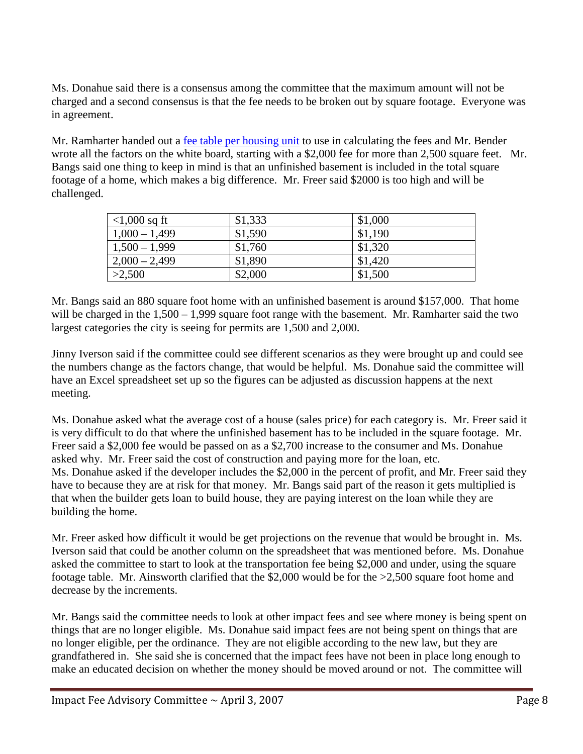Ms. Donahue said there is a consensus among the committee that the maximum amount will not be charged and a second consensus is that the fee needs to be broken out by square footage. Everyone was in agreement.

Mr. Ramharter handed out a [fee table per housing unit] to use in calculating the fees and Mr. Bender wrote all the factors on the white board, starting with a $2,000 fee for more than 2,500 square feet. Mr. Bangs said one thing to keep in mind is that an unfinished basement is included in the total square footage of a home, which makes a big difference. Mr. Freer said $2000 is too high and will be challenged.

| | | |
|---|---|---|
| <1,000 sq ft | $1,333 | $1,000 |
| 1,000 – 1,499 | $1,590 | $1,190 |
| 1,500 – 1,999 | $1,760 | $1,320 |
| 2,000 – 2,499 | $1,890 | $1,420 |
| >2,500 | $2,000 | $1,500 |

Mr. Bangs said an 880 square foot home with an unfinished basement is around $157,000. That home will be charged in the 1,500 – 1,999 square foot range with the basement. Mr. Ramharter said the two largest categories the city is seeing for permits are 1,500 and 2,000.

Jinny Iverson said if the committee could see different scenarios as they were brought up and could see the numbers change as the factors change, that would be helpful. Ms. Donahue said the committee will have an Excel spreadsheet set up so the figures can be adjusted as discussion happens at the next meeting.

Ms. Donahue asked what the average cost of a house (sales price) for each category is. Mr. Freer said it is very difficult to do that where the unfinished basement has to be included in the square footage. Mr. Freer said a $2,000 fee would be passed on as a $2,700 increase to the consumer and Ms. Donahue asked why. Mr. Freer said the cost of construction and paying more for the loan, etc.
Ms. Donahue asked if the developer includes the $2,000 in the percent of profit, and Mr. Freer said they have to because they are at risk for that money. Mr. Bangs said part of the reason it gets multiplied is that when the builder gets loan to build house, they are paying interest on the loan while they are building the home.

Mr. Freer asked how difficult it would be get projections on the revenue that would be brought in. Ms. Iverson said that could be another column on the spreadsheet that was mentioned before. Ms. Donahue asked the committee to start to look at the transportation fee being $2,000 and under, using the square footage table. Mr. Ainsworth clarified that the $2,000 would be for the >2,500 square foot home and decrease by the increments.

Mr. Bangs said the committee needs to look at other impact fees and see where money is being spent on things that are no longer eligible. Ms. Donahue said impact fees are not being spent on things that are no longer eligible, per the ordinance. They are not eligible according to the new law, but they are grandfathered in. She said she is concerned that the impact fees have not been in place long enough to make an educated decision on whether the money should be moved around or not. The committee will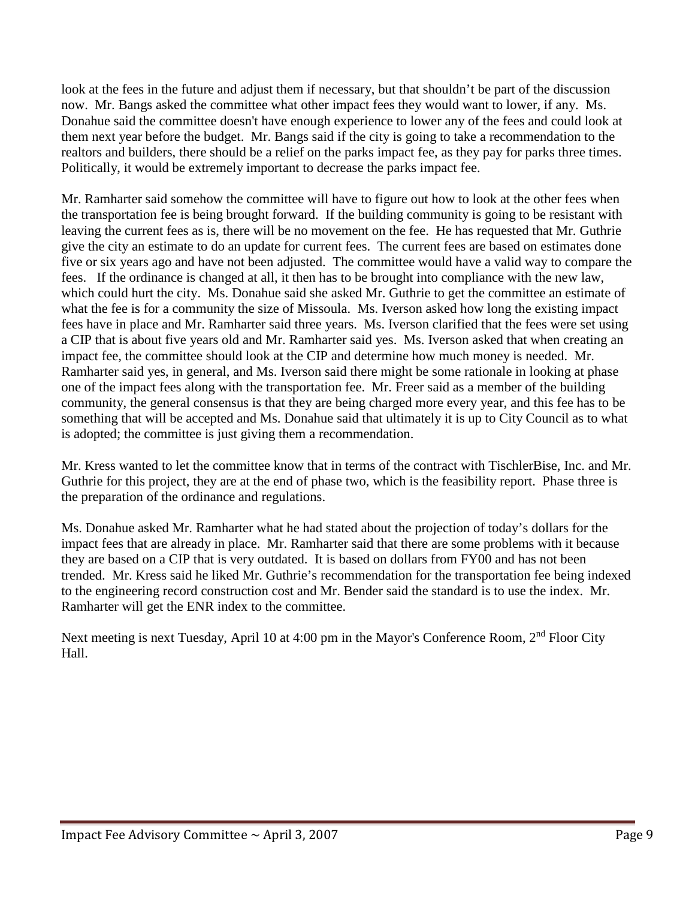look at the fees in the future and adjust them if necessary, but that shouldn't be part of the discussion now. Mr. Bangs asked the committee what other impact fees they would want to lower, if any. Ms. Donahue said the committee doesn't have enough experience to lower any of the fees and could look at them next year before the budget. Mr. Bangs said if the city is going to take a recommendation to the realtors and builders, there should be a relief on the parks impact fee, as they pay for parks three times. Politically, it would be extremely important to decrease the parks impact fee.

Mr. Ramharter said somehow the committee will have to figure out how to look at the other fees when the transportation fee is being brought forward. If the building community is going to be resistant with leaving the current fees as is, there will be no movement on the fee. He has requested that Mr. Guthrie give the city an estimate to do an update for current fees. The current fees are based on estimates done five or six years ago and have not been adjusted. The committee would have a valid way to compare the fees. If the ordinance is changed at all, it then has to be brought into compliance with the new law, which could hurt the city. Ms. Donahue said she asked Mr. Guthrie to get the committee an estimate of what the fee is for a community the size of Missoula. Ms. Iverson asked how long the existing impact fees have in place and Mr. Ramharter said three years. Ms. Iverson clarified that the fees were set using a CIP that is about five years old and Mr. Ramharter said yes. Ms. Iverson asked that when creating an impact fee, the committee should look at the CIP and determine how much money is needed. Mr. Ramharter said yes, in general, and Ms. Iverson said there might be some rationale in looking at phase one of the impact fees along with the transportation fee. Mr. Freer said as a member of the building community, the general consensus is that they are being charged more every year, and this fee has to be something that will be accepted and Ms. Donahue said that ultimately it is up to City Council as to what is adopted; the committee is just giving them a recommendation.

Mr. Kress wanted to let the committee know that in terms of the contract with TischlerBise, Inc. and Mr. Guthrie for this project, they are at the end of phase two, which is the feasibility report. Phase three is the preparation of the ordinance and regulations.

Ms. Donahue asked Mr. Ramharter what he had stated about the projection of today's dollars for the impact fees that are already in place. Mr. Ramharter said that there are some problems with it because they are based on a CIP that is very outdated. It is based on dollars from FY00 and has not been trended. Mr. Kress said he liked Mr. Guthrie's recommendation for the transportation fee being indexed to the engineering record construction cost and Mr. Bender said the standard is to use the index. Mr. Ramharter will get the ENR index to the committee.

Next meeting is next Tuesday, April 10 at 4:00 pm in the Mayor's Conference Room, 2nd Floor City Hall.